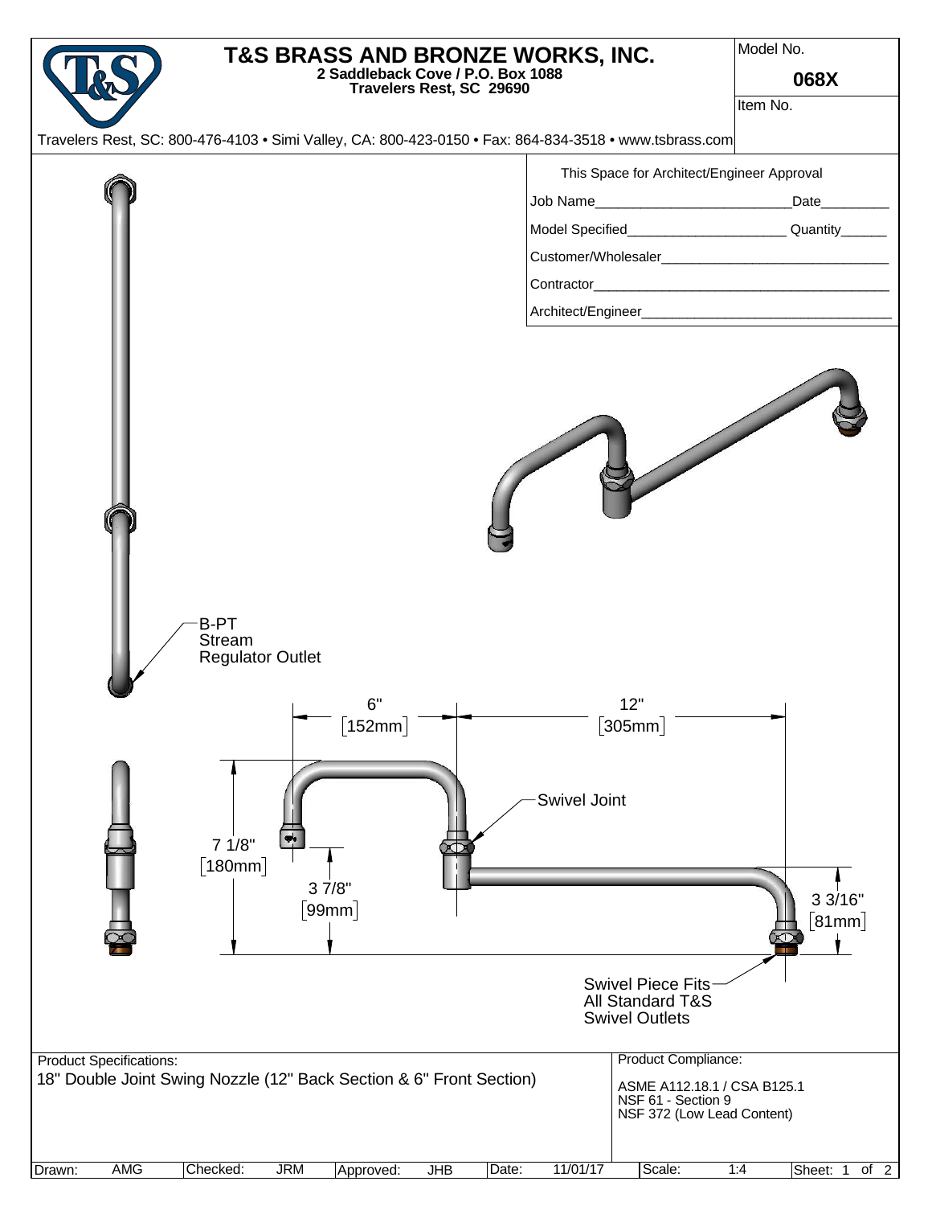# T&S BRASS AND BRONZE WORKS, INC.

**2 Saddleback Cove / P.O. Box 1088**
**Travelers Rest, SC 29690**

Travelers Rest, SC: 800-476-4103 • Simi Valley, CA: 800-423-0150 • Fax: 864-834-3518 • www.tsbrass.com

| Model No. | **068X** |
|---|---|
| Item No. | |

This Space for Architect/Engineer Approval

Job Name_________________________ Date_________

Model Specified_____________________ Quantity______

Customer/Wholesaler______________________________

Contractor_______________________________________

Architect/Engineer________________________________

B-PT Stream Regulator Outlet

6" [152mm]

12" [305mm]

7 1/8" [180mm]

3 7/8" [99mm]

3 3/16" [81mm]

Swivel Joint

Swivel Piece Fits All Standard T&S Swivel Outlets

**Product Specifications:**

18" Double Joint Swing Nozzle (12" Back Section & 6" Front Section)

**Product Compliance:**

ASME A112.18.1 / CSA B125.1
NSF 61 - Section 9
NSF 372 (Low Lead Content)

| Drawn: | AMG | Checked: | JRM | Approved: | JHB | Date: | 11/01/17 | Scale: | 1:4 |
|---|---|---|---|---|---|---|---|---|---|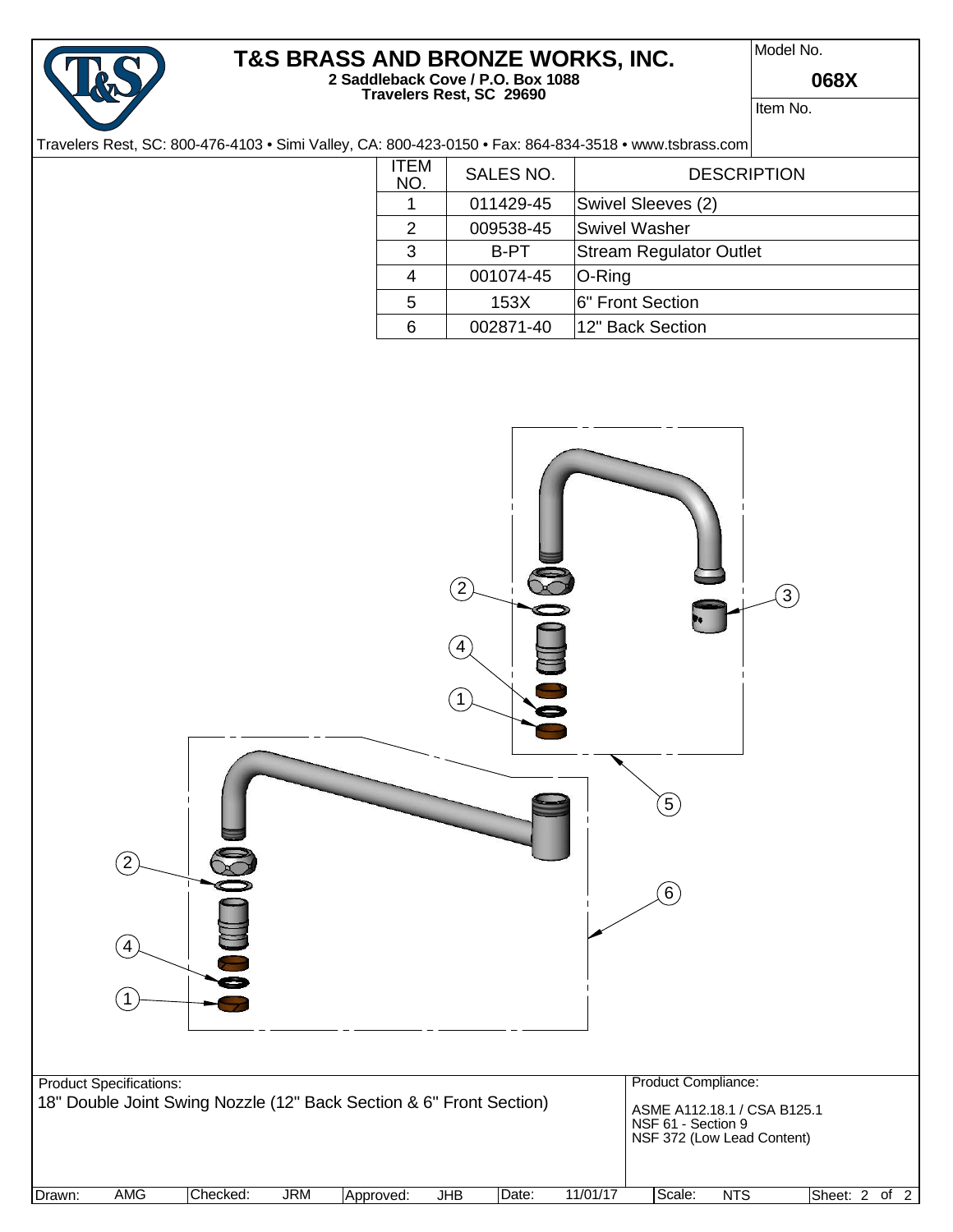# T&S BRASS AND BRONZE WORKS, INC.

**2 Saddleback Cove / P.O. Box 1088**
**Travelers Rest, SC 29690**

Travelers Rest, SC: 800-476-4103 • Simi Valley, CA: 800-423-0150 • Fax: 864-834-3518 • www.tsbrass.com

Model No.
**068X**

Item No.

| ITEM NO. | SALES NO. | DESCRIPTION |
|---|---|---|
| 1 | 011429-45 | Swivel Sleeves (2) |
| 2 | 009538-45 | Swivel Washer |
| 3 | B-PT | Stream Regulator Outlet |
| 4 | 001074-45 | O-Ring |
| 5 | 153X | 6" Front Section |
| 6 | 002871-40 | 12" Back Section |

2
4
1
3
5
2
6
4
1

Product Specifications:
18" Double Joint Swing Nozzle (12" Back Section & 6" Front Section)

Product Compliance:

ASME A112.18.1 / CSA B125.1
NSF 61 - Section 9
NSF 372 (Low Lead Content)

| Drawn: | AMG | Checked: | JRM | Approved: | JHB | Date: | 11/01/17 | Scale: | NTS |
|---|---|---|---|---|---|---|---|---|---|